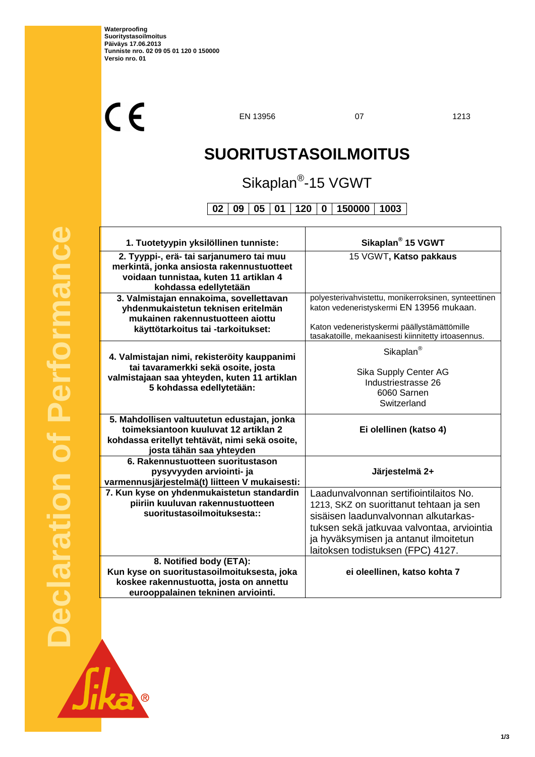Waterproofing
Suoritystasoilmoitus
Päiväys 17.06.2013
Tunniste nro. 02 09 05 01 120 0 150000
Versio nro. 01

CE

EN 13956 | 07 | 1213

# SUORITUSTASOILMOITUS

## Sikaplan®-15 VGWT

| 02 | 09 | 05 | 01 | 120 | 0 | 150000 | 1003 |
|---|---|---|---|---|---|---|---|

| 1. Tuotetyypin yksilöllinen tunniste: | Sikaplan® 15 VGWT |
|---|---|
| 2. Tyyppi-, erä- tai sarjanumero tai muu merkintä, jonka ansiosta rakennustuotteet voidaan tunnistaa, kuten 11 artiklan 4 kohdassa edellytetään | 15 VGWT, **Katso pakkaus** |
| 3. Valmistajan ennakoima, sovellettavan yhdenmukaistetun teknisen eritelmän mukainen rakennustuotteen aiottu käyttötarkoitus tai -tarkoitukset: | polyesterivahvistettu, monikerroksinen, synteettinen katon vedeneristyskermi EN 13956 mukaan.<br><br>Katon vedeneristyskermi päällystämättömille tasakatoille, mekaanisesti kiinnitetty irtoasennus. |
| 4. Valmistajan nimi, rekisteröity kauppanimi tai tavaramerkki sekä osoite, josta valmistajaan saa yhteyden, kuten 11 artiklan 5 kohdassa edellytetään: | Sikaplan®<br><br>Sika Supply Center AG<br>Industriestrasse 26<br>6060 Sarnen<br>Switzerland |
| 5. Mahdollisen valtuutetun edustajan, jonka toimeksiantoon kuuluvat 12 artiklan 2 kohdassa eritellyt tehtävät, nimi sekä osoite, josta tähän saa yhteyden | **Ei olellinen (katso 4)** |
| 6. Rakennustuotteen suoritustason pysyvyyden arviointi- ja varmennusjärjestelmä(t) liitteen V mukaisesti: | **Järjestelmä 2+** |
| 7. Kun kyse on yhdenmukaistetun standardin piiriin kuuluvan rakennustuotteen suoritustasoilmoituksesta:: | Laadunvalvonnan sertifioitilaitos No. 1213, SKZ on suorittanut tehtaan ja sen sisäisen laadunvalvonnan alkutarkastuksen sekä jatkuvaa valvontaa, arviointia ja hyväksymisen ja antanut ilmoitetun laitoksen todistuksen (FPC) 4127. |
| 8. Notified body (ETA):<br>Kun kyse on suoritustasoilmoituksesta, joka koskee rakennustuotta, josta on annettu eurooppalainen tekninen arviointi. | **ei oleellinen, katso kohta 7** |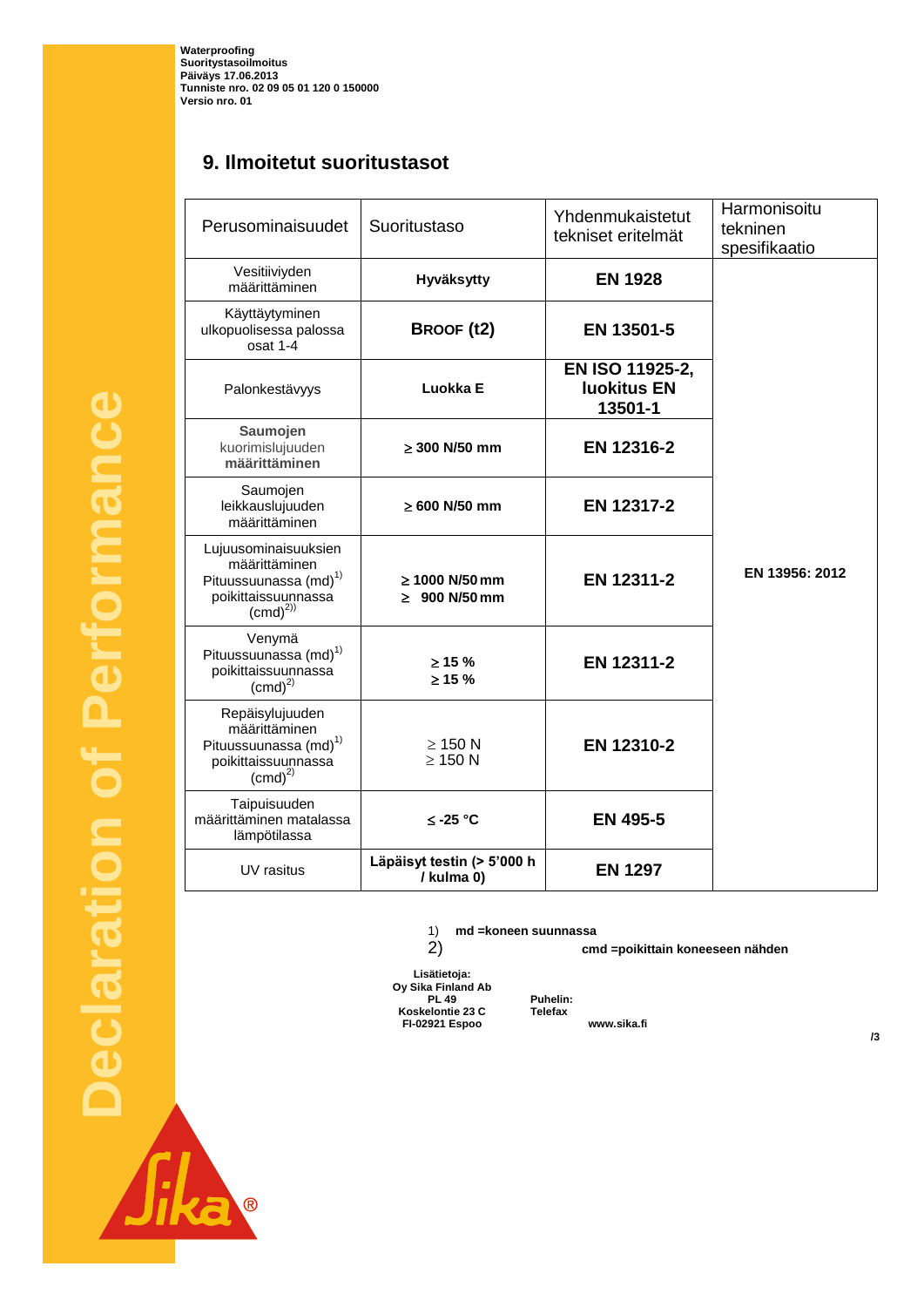## 9. Ilmoitetut suoritustasot

| Perusominaisuudet | Suoritustaso | Yhdenmukaistetut tekniset eritelmät | Harmonisoitu tekninen spesifikaatio |
|---|---|---|---|
| Vesitiiviyden määrittäminen | **Hyväksytty** | **EN 1928** | **EN 13956: 2012** |
| Käyttäytyminen ulkopuolisessa palossa osat 1-4 | **BROOF (t2)** | **EN 13501-5** | |
| Palonkestävyys | **Luokka E** | **EN ISO 11925-2, luokitus EN 13501-1** | |
| **Saumojen** kuorimislujuuden **määrittäminen** | **≥ 300 N/50 mm** | **EN 12316-2** | |
| Saumojen leikkauslujuuden määrittäminen | **≥ 600 N/50 mm** | **EN 12317-2** | |
| Lujuusominaisuuksien määrittäminen Pituussuunassa (md)[1] poikittaissuunnassa (cmd)[2] | **≥ 1000 N/50 mm**<br>**≥ 900 N/50 mm** | **EN 12311-2** | |
| Venymä Pituussuunassa (md)[1] poikittaissuunnassa (cmd)[2] | **≥ 15 %**<br>**≥ 15 %** | **EN 12311-2** | |
| Repäisylujuuden määrittäminen Pituussuunassa (md)[1] poikittaissuunnassa (cmd)[2] | ≥ 150 N<br>≥ 150 N | **EN 12310-2** | |
| Taipuisuuden määrittäminen matalassa lämpötilassa | **≤ -25 °C** | **EN 495-5** | |
| UV rasitus | **Läpäisyt testin (> 5'000 h / kulma 0)** | **EN 1297** | |

1) **md =koneen suunnassa**

2) **cmd =poikittain koneeseen nähden**

**Lisätietoja:**
**Oy Sika Finland Ab**
**PL 49**
**Koskelontie 23 C**
**FI-02921 Espoo**

**Puhelin:**
**Telefax**

**www.sika.fi**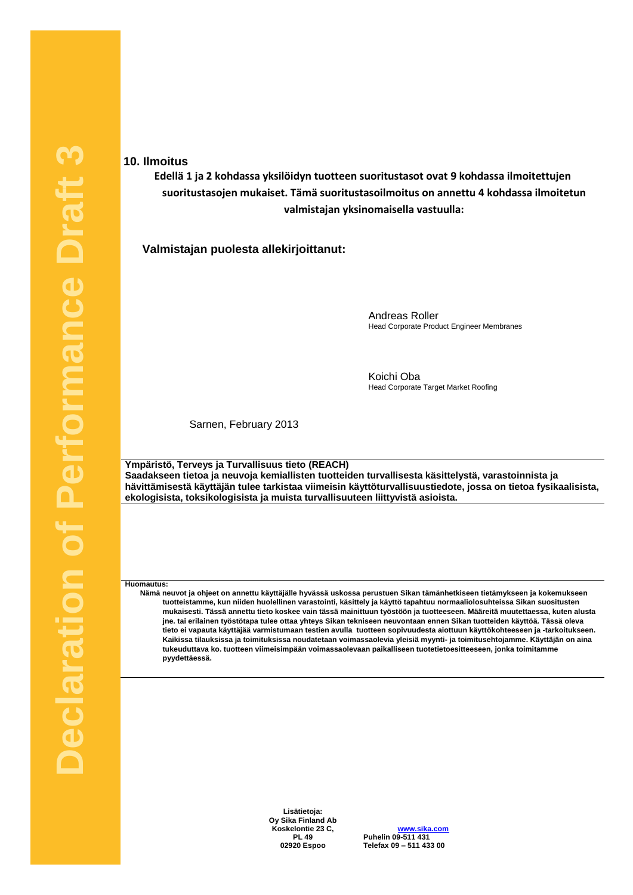## 10. Ilmoitus

**Edellä 1 ja 2 kohdassa yksilöidyn tuotteen suoritustasot ovat 9 kohdassa ilmoitettujen suoritustasojen mukaiset. Tämä suoritustasoilmoitus on annettu 4 kohdassa ilmoitetun valmistajan yksinomaisella vastuulla:**

**Valmistajan puolesta allekirjoittanut:**

Andreas Roller
Head Corporate Product Engineer Membranes

Koichi Oba
Head Corporate Target Market Roofing

Sarnen, February 2013

---

**Ympäristö, Terveys ja Turvallisuus tieto (REACH)**
**Saadakseen tietoa ja neuvoja kemiallisten tuotteiden turvallisesta käsittelystä, varastoinnista ja hävittämisestä käyttäjän tulee tarkistaa viimeisin käyttöturvallisuustiedote, jossa on tietoa fysikaalisista, ekologisista, toksikologisista ja muista turvallisuuteen liittyvistä asioista.**

---

**Huomautus:**
**Nämä neuvot ja ohjeet on annettu käyttäjälle hyvässä uskossa perustuen Sikan tämänhetkiseen tietämykseen ja kokemukseen tuotteistamme, kun niiden huolellinen varastointi, käsittely ja käyttö tapahtuu normaaliolosuhteissa Sikan suositusten mukaisesti. Tässä annettu tieto koskee vain tässä mainittuun työstöön ja tuotteeseen. Määreitä muutettaessa, kuten alusta jne. tai erilainen työstötapa tulee ottaa yhteys Sikan tekniseen neuvontaan ennen Sikan tuotteiden käyttöä. Tässä oleva tieto ei vapauta käyttäjää varmistumaan testien avulla tuotteen sopivuudesta aiottuun käyttökohteeseen ja -tarkoitukseen. Kaikissa tilauksissa ja toimituksissa noudatetaan voimassaolevia yleisiä myynti- ja toimitusehtojamme. Käyttäjän on aina tukeuduttava ko. tuotteen viimeisimpään voimassaolevaan paikalliseen tuotetietoesitteeseen, jonka toimitamme pyydettäessä.**

---

**Lisätietoja:**
**Oy Sika Finland Ab**
**Koskelontie 23 C,**
**PL 49**
**02920 Espoo**

**www.sika.com**
**Puhelin 09-511 431**
**Telefax 09 – 511 433 00**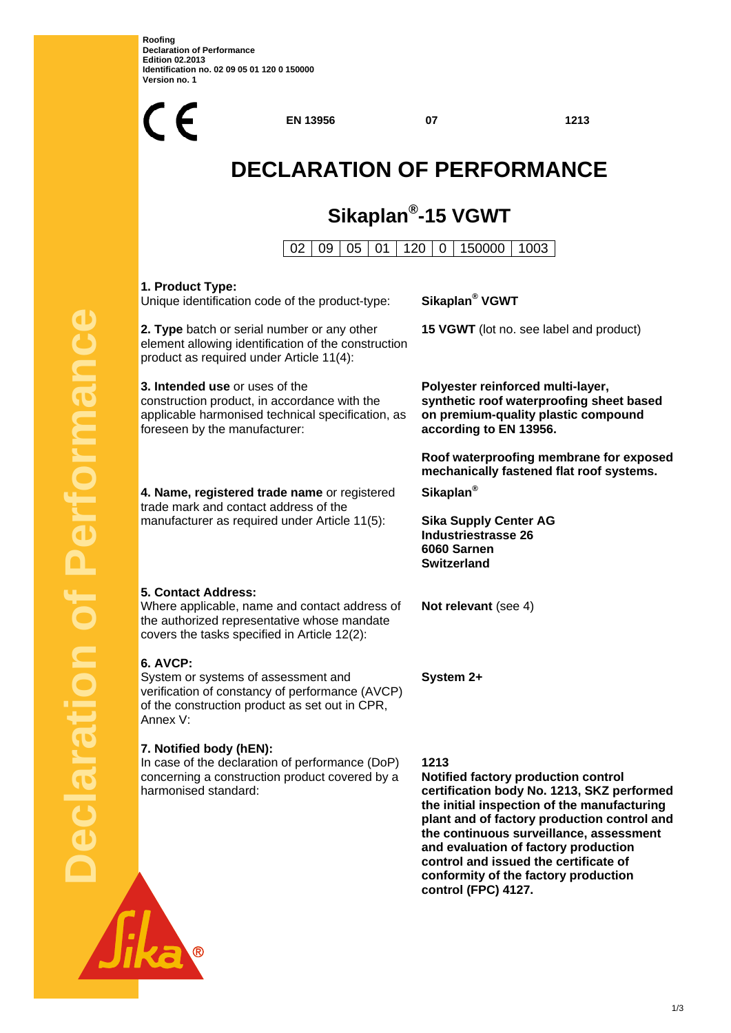Roofing
Declaration of Performance
Edition 02.2013
Identification no. 02 09 05 01 120 0 150000
Version no. 1

CE | EN 13956 | 07 | 1213

# DECLARATION OF PERFORMANCE

## Sikaplan®-15 VGWT

| 02 | 09 | 05 | 01 | 120 | 0 | 150000 | 1003 |
|---|---|---|---|---|---|---|---|

**1. Product Type:**
Unique identification code of the product-type: **Sikaplan® VGWT**

**2. Type** batch or serial number or any other element allowing identification of the construction product as required under Article 11(4): **15 VGWT** (lot no. see label and product)

**3. Intended use** or uses of the construction product, in accordance with the applicable harmonised technical specification, as foreseen by the manufacturer: **Polyester reinforced multi-layer, synthetic roof waterproofing sheet based on premium-quality plastic compound according to EN 13956.**

**Roof waterproofing membrane for exposed mechanically fastened flat roof systems.**

**4. Name, registered trade name** or registered trade mark and contact address of the manufacturer as required under Article 11(5): **Sikaplan®**

**Sika Supply Center AG**
**Industriestrasse 26**
**6060 Sarnen**
**Switzerland**

**5. Contact Address:**
Where applicable, name and contact address of the authorized representative whose mandate covers the tasks specified in Article 12(2): **Not relevant** (see 4)

**6. AVCP:**
System or systems of assessment and verification of constancy of performance (AVCP) of the construction product as set out in CPR, Annex V: **System 2+**

**7. Notified body (hEN):**
In case of the declaration of performance (DoP) concerning a construction product covered by a harmonised standard:

**1213**
**Notified factory production control certification body No. 1213, SKZ performed the initial inspection of the manufacturing plant and of factory production control and the continuous surveillance, assessment and evaluation of factory production control and issued the certificate of conformity of the factory production control (FPC) 4127.**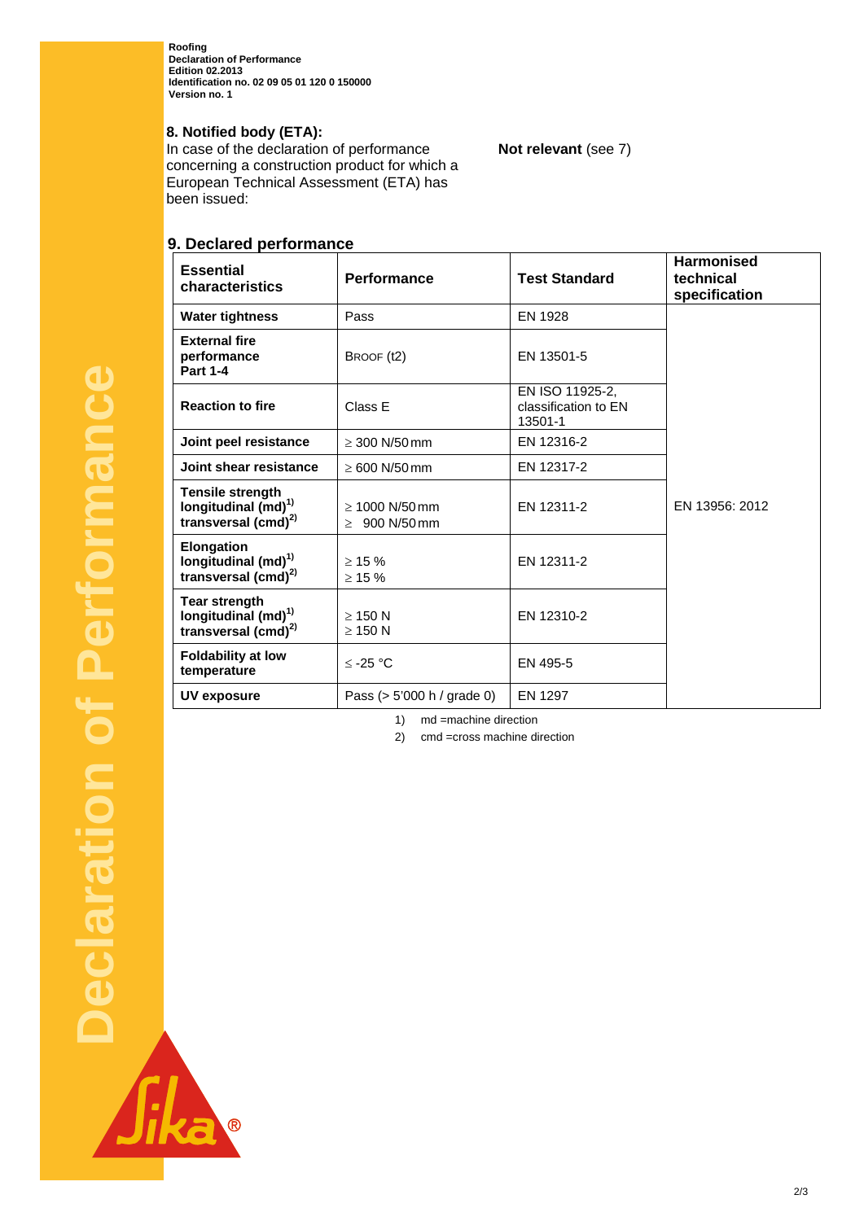Roofing
Declaration of Performance
Edition 02.2013
Identification no. 02 09 05 01 120 0 150000
Version no. 1

## 8. Notified body (ETA):

In case of the declaration of performance concerning a construction product for which a European Technical Assessment (ETA) has been issued:

**Not relevant** (see 7)

## 9. Declared performance

| Essential characteristics | Performance | Test Standard | Harmonised technical specification |
|---|---|---|---|
| **Water tightness** | Pass | EN 1928 | EN 13956: 2012 |
| **External fire performance Part 1-4** | BROOF (t2) | EN 13501-5 | |
| **Reaction to fire** | Class E | EN ISO 11925-2, classification to EN 13501-1 | |
| **Joint peel resistance** | ≥ 300 N/50 mm | EN 12316-2 | |
| **Joint shear resistance** | ≥ 600 N/50 mm | EN 12317-2 | |
| **Tensile strength longitudinal (md)[1) ] transversal (cmd)[2)]** | ≥ 1000 N/50 mm<br>≥ 900 N/50 mm | EN 12311-2 | |
| **Elongation longitudinal (md)[1)] transversal (cmd)[2)]** | ≥ 15 %<br>≥ 15 % | EN 12311-2 | |
| **Tear strength longitudinal (md)[1)] transversal (cmd)[2)]** | ≥ 150 N<br>≥ 150 N | EN 12310-2 | |
| **Foldability at low temperature** | ≤ -25 °C | EN 495-5 | |
| **UV exposure** | Pass (> 5'000 h / grade 0) | EN 1297 | |

1) md =machine direction
2) cmd =cross machine direction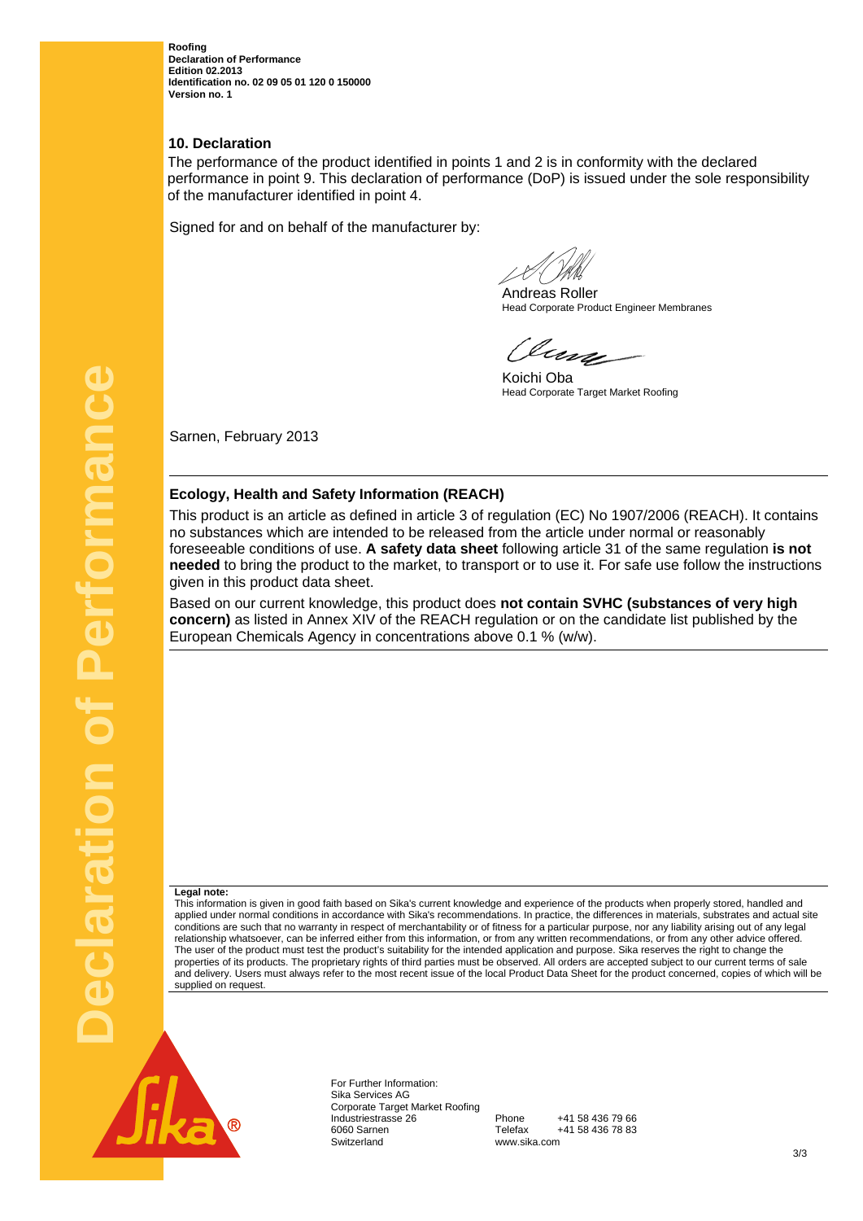**Roofing**
**Declaration of Performance**
**Edition 02.2013**
**Identification no. 02 09 05 01 120 0 150000**
**Version no. 1**

## 10. Declaration

The performance of the product identified in points 1 and 2 is in conformity with the declared performance in point 9. This declaration of performance (DoP) is issued under the sole responsibility of the manufacturer identified in point 4.

Signed for and on behalf of the manufacturer by:

Andreas Roller
Head Corporate Product Engineer Membranes

Koichi Oba
Head Corporate Target Market Roofing

Sarnen, February 2013

## Ecology, Health and Safety Information (REACH)

This product is an article as defined in article 3 of regulation (EC) No 1907/2006 (REACH). It contains no substances which are intended to be released from the article under normal or reasonably foreseeable conditions of use. **A safety data sheet** following article 31 of the same regulation **is not needed** to bring the product to the market, to transport or to use it. For safe use follow the instructions given in this product data sheet.

Based on our current knowledge, this product does **not contain SVHC (substances of very high concern)** as listed in Annex XIV of the REACH regulation or on the candidate list published by the European Chemicals Agency in concentrations above 0.1 % (w/w).

**Legal note:**
This information is given in good faith based on Sika's current knowledge and experience of the products when properly stored, handled and applied under normal conditions in accordance with Sika's recommendations. In practice, the differences in materials, substrates and actual site conditions are such that no warranty in respect of merchantability or of fitness for a particular purpose, nor any liability arising out of any legal relationship whatsoever, can be inferred either from this information, or from any written recommendations, or from any other advice offered. The user of the product must test the product's suitability for the intended application and purpose. Sika reserves the right to change the properties of its products. The proprietary rights of third parties must be observed. All orders are accepted subject to our current terms of sale and delivery. Users must always refer to the most recent issue of the local Product Data Sheet for the product concerned, copies of which will be supplied on request.

For Further Information:
Sika Services AG
Corporate Target Market Roofing
Industriestrasse 26
6060 Sarnen
Switzerland

Phone +41 58 436 79 66
Telefax +41 58 436 78 83
www.sika.com